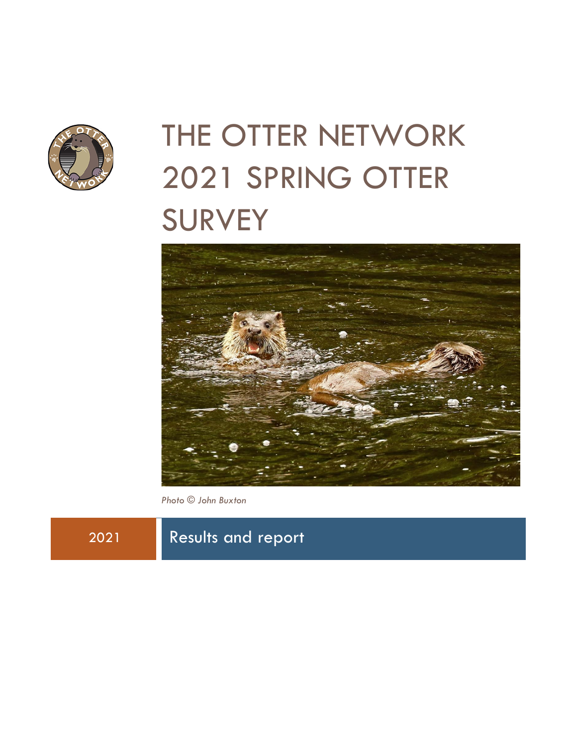# THE OTTER NETWORK 2021 SPRING OTTER SURVEY

*Photo © John Buxton*

2021 | Results and report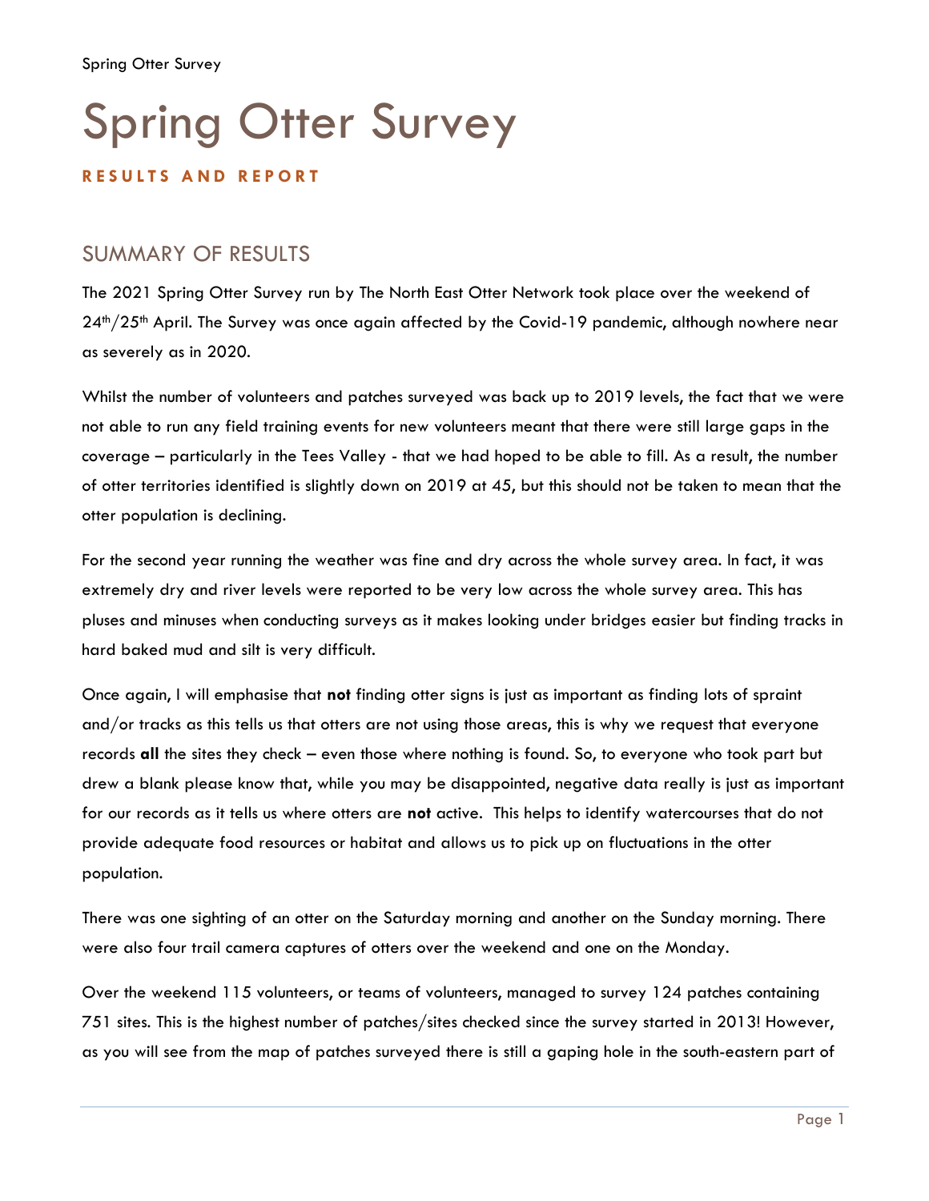# Spring Otter Survey

**RESULTS AND REPORT**

## SUMMARY OF RESULTS

The 2021 Spring Otter Survey run by The North East Otter Network took place over the weekend of 24th/25th April. The Survey was once again affected by the Covid-19 pandemic, although nowhere near as severely as in 2020.

Whilst the number of volunteers and patches surveyed was back up to 2019 levels, the fact that we were not able to run any field training events for new volunteers meant that there were still large gaps in the coverage – particularly in the Tees Valley - that we had hoped to be able to fill. As a result, the number of otter territories identified is slightly down on 2019 at 45, but this should not be taken to mean that the otter population is declining.

For the second year running the weather was fine and dry across the whole survey area. In fact, it was extremely dry and river levels were reported to be very low across the whole survey area. This has pluses and minuses when conducting surveys as it makes looking under bridges easier but finding tracks in hard baked mud and silt is very difficult.

Once again, I will emphasise that **not** finding otter signs is just as important as finding lots of spraint and/or tracks as this tells us that otters are not using those areas, this is why we request that everyone records **all** the sites they check – even those where nothing is found. So, to everyone who took part but drew a blank please know that, while you may be disappointed, negative data really is just as important for our records as it tells us where otters are **not** active. This helps to identify watercourses that do not provide adequate food resources or habitat and allows us to pick up on fluctuations in the otter population.

There was one sighting of an otter on the Saturday morning and another on the Sunday morning. There were also four trail camera captures of otters over the weekend and one on the Monday.

Over the weekend 115 volunteers, or teams of volunteers, managed to survey 124 patches containing 751 sites. This is the highest number of patches/sites checked since the survey started in 2013! However, as you will see from the map of patches surveyed there is still a gaping hole in the south-eastern part of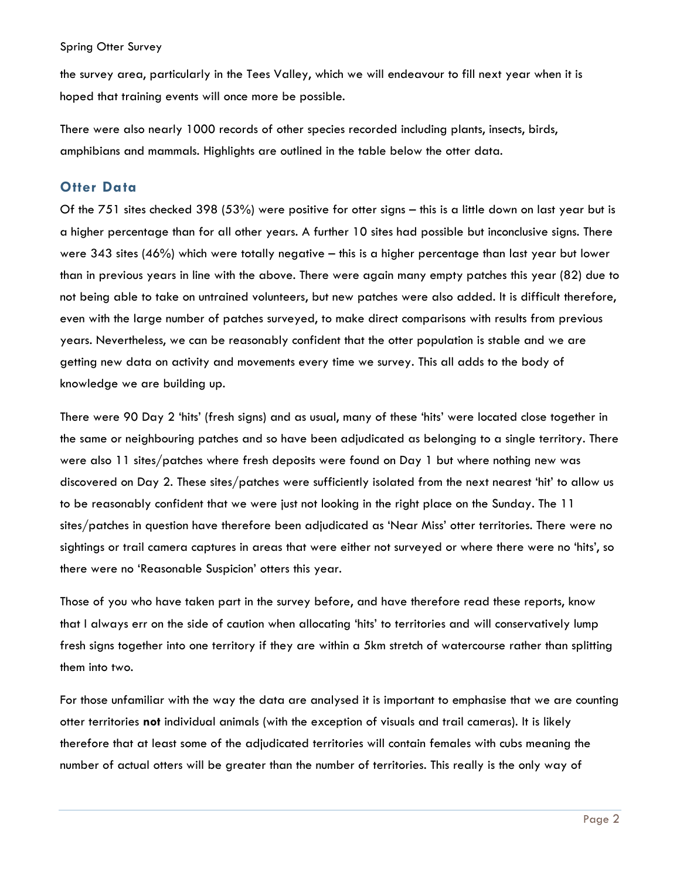the survey area, particularly in the Tees Valley, which we will endeavour to fill next year when it is hoped that training events will once more be possible.

There were also nearly 1000 records of other species recorded including plants, insects, birds, amphibians and mammals. Highlights are outlined in the table below the otter data.

## Otter Data

Of the 751 sites checked 398 (53%) were positive for otter signs – this is a little down on last year but is a higher percentage than for all other years. A further 10 sites had possible but inconclusive signs. There were 343 sites (46%) which were totally negative – this is a higher percentage than last year but lower than in previous years in line with the above. There were again many empty patches this year (82) due to not being able to take on untrained volunteers, but new patches were also added. It is difficult therefore, even with the large number of patches surveyed, to make direct comparisons with results from previous years. Nevertheless, we can be reasonably confident that the otter population is stable and we are getting new data on activity and movements every time we survey. This all adds to the body of knowledge we are building up.

There were 90 Day 2 'hits' (fresh signs) and as usual, many of these 'hits' were located close together in the same or neighbouring patches and so have been adjudicated as belonging to a single territory. There were also 11 sites/patches where fresh deposits were found on Day 1 but where nothing new was discovered on Day 2. These sites/patches were sufficiently isolated from the next nearest 'hit' to allow us to be reasonably confident that we were just not looking in the right place on the Sunday. The 11 sites/patches in question have therefore been adjudicated as 'Near Miss' otter territories. There were no sightings or trail camera captures in areas that were either not surveyed or where there were no 'hits', so there were no 'Reasonable Suspicion' otters this year.

Those of you who have taken part in the survey before, and have therefore read these reports, know that I always err on the side of caution when allocating 'hits' to territories and will conservatively lump fresh signs together into one territory if they are within a 5km stretch of watercourse rather than splitting them into two.

For those unfamiliar with the way the data are analysed it is important to emphasise that we are counting otter territories **not** individual animals (with the exception of visuals and trail cameras). It is likely therefore that at least some of the adjudicated territories will contain females with cubs meaning the number of actual otters will be greater than the number of territories. This really is the only way of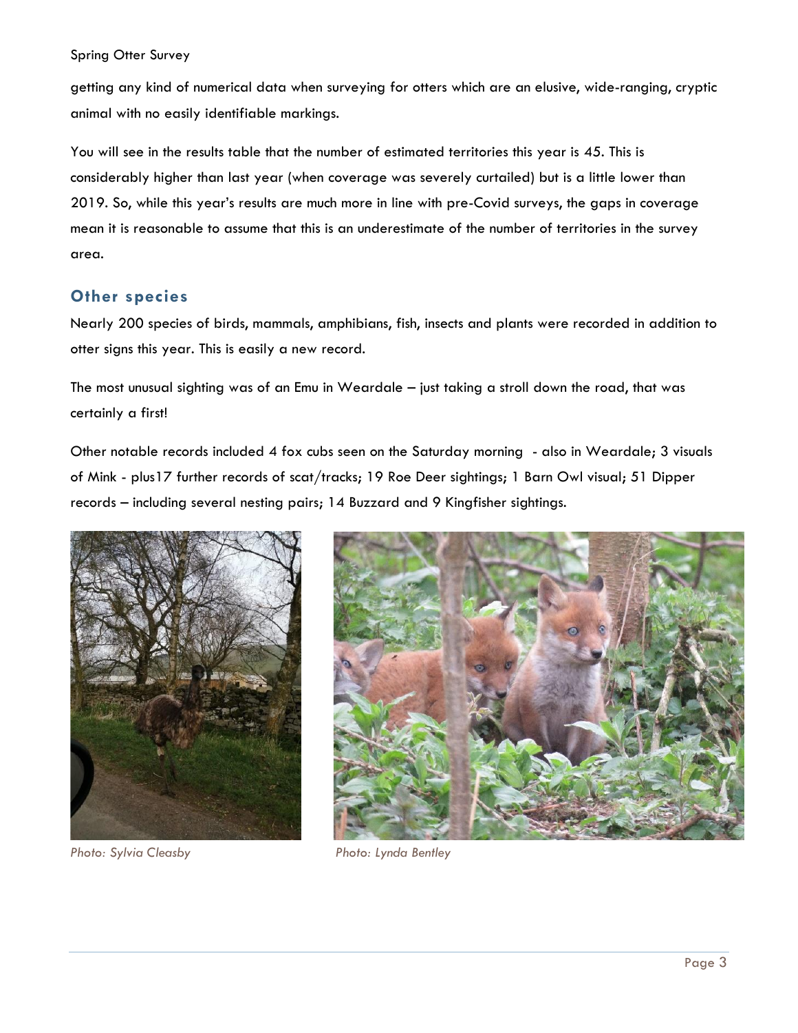getting any kind of numerical data when surveying for otters which are an elusive, wide-ranging, cryptic animal with no easily identifiable markings.

You will see in the results table that the number of estimated territories this year is 45. This is considerably higher than last year (when coverage was severely curtailed) but is a little lower than 2019. So, while this year's results are much more in line with pre-Covid surveys, the gaps in coverage mean it is reasonable to assume that this is an underestimate of the number of territories in the survey area.

## Other species

Nearly 200 species of birds, mammals, amphibians, fish, insects and plants were recorded in addition to otter signs this year. This is easily a new record.

The most unusual sighting was of an Emu in Weardale – just taking a stroll down the road, that was certainly a first!

Other notable records included 4 fox cubs seen on the Saturday morning - also in Weardale; 3 visuals of Mink - plus17 further records of scat/tracks; 19 Roe Deer sightings; 1 Barn Owl visual; 51 Dipper records – including several nesting pairs; 14 Buzzard and 9 Kingfisher sightings.

*Photo: Sylvia Cleasby*

*Photo: Lynda Bentley*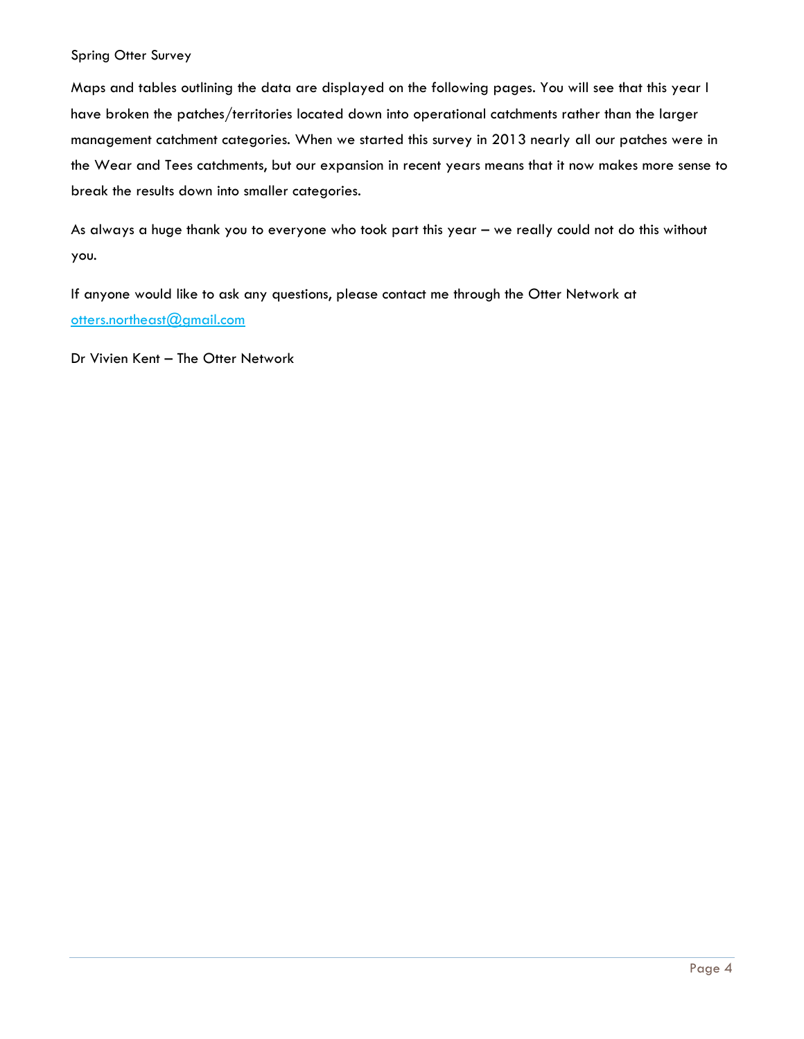Maps and tables outlining the data are displayed on the following pages. You will see that this year I have broken the patches/territories located down into operational catchments rather than the larger management catchment categories. When we started this survey in 2013 nearly all our patches were in the Wear and Tees catchments, but our expansion in recent years means that it now makes more sense to break the results down into smaller categories.

As always a huge thank you to everyone who took part this year – we really could not do this without you.

If anyone would like to ask any questions, please contact me through the Otter Network at [otters.northeast@gmail.com](mailto:otters.northeast@gmail.com)

Dr Vivien Kent – The Otter Network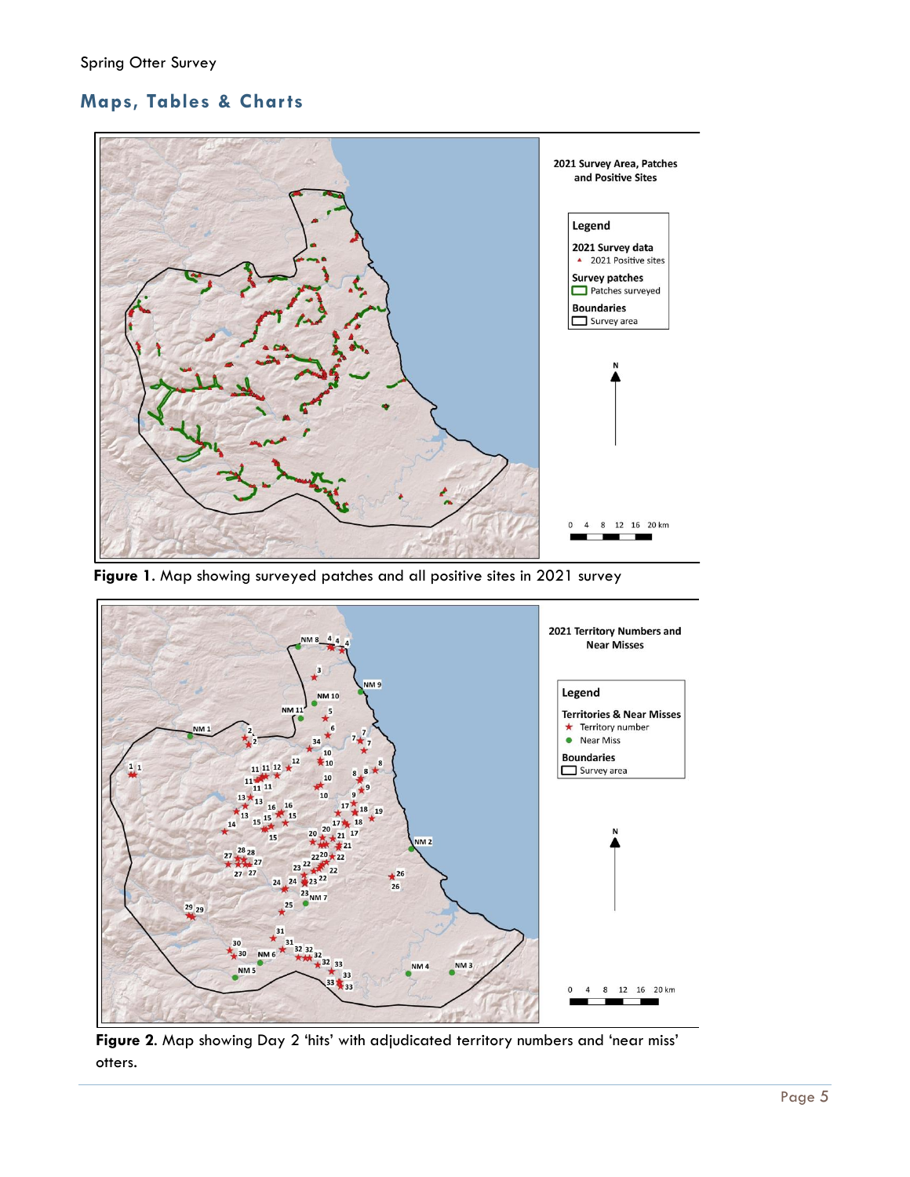## Maps, Tables & Charts

**Figure 1**. Map showing surveyed patches and all positive sites in 2021 survey

**Figure 2**. Map showing Day 2 'hits' with adjudicated territory numbers and 'near miss' otters.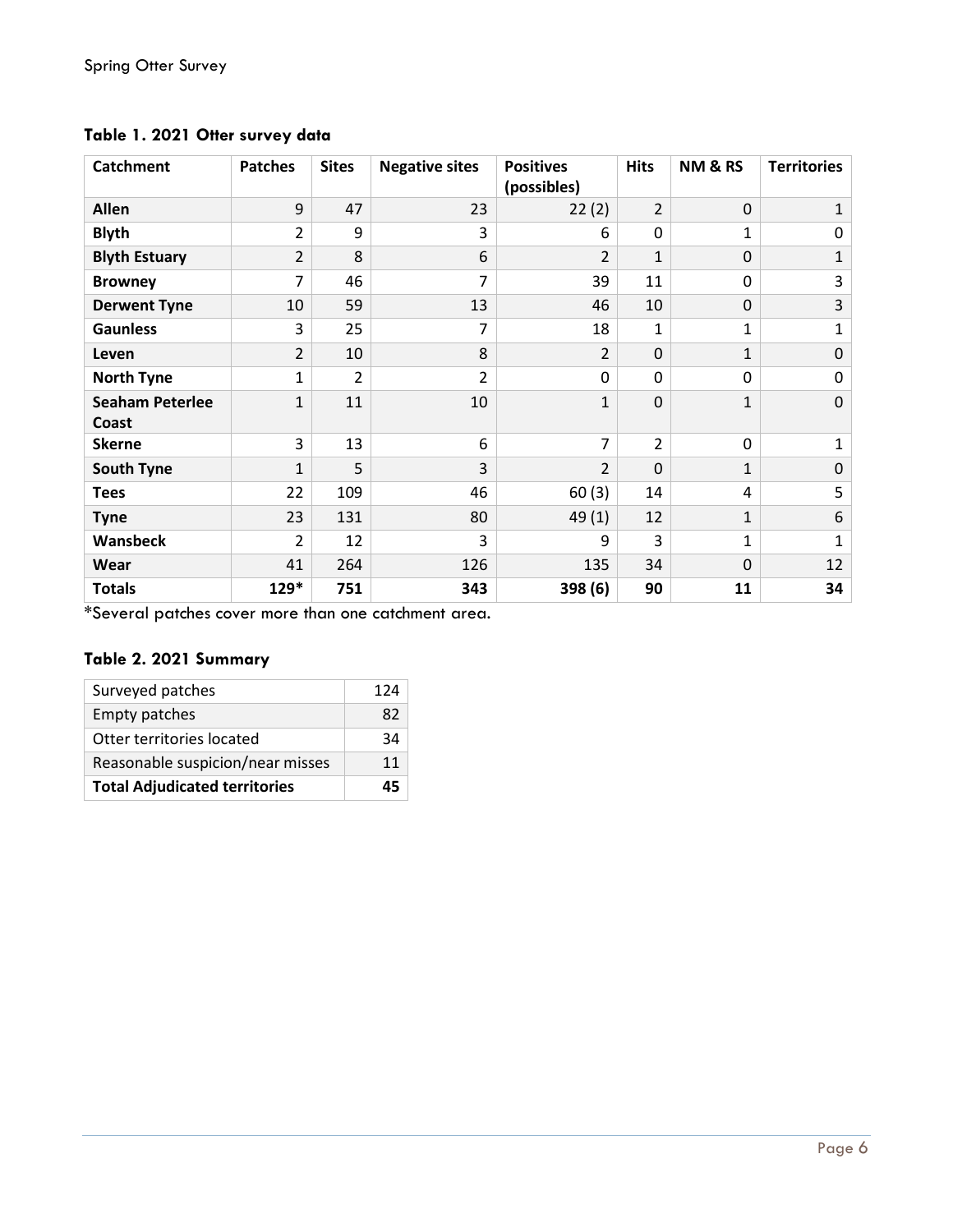### Table 1. 2021 Otter survey data

| Catchment | Patches | Sites | Negative sites | Positives (possibles) | Hits | NM & RS | Territories |
|---|---|---|---|---|---|---|---|
| **Allen** | 9 | 47 | 23 | 22 (2) | 2 | 0 | 1 |
| **Blyth** | 2 | 9 | 3 | 6 | 0 | 1 | 0 |
| **Blyth Estuary** | 2 | 8 | 6 | 2 | 1 | 0 | 1 |
| **Browney** | 7 | 46 | 7 | 39 | 11 | 0 | 3 |
| **Derwent Tyne** | 10 | 59 | 13 | 46 | 10 | 0 | 3 |
| **Gaunless** | 3 | 25 | 7 | 18 | 1 | 1 | 1 |
| **Leven** | 2 | 10 | 8 | 2 | 0 | 1 | 0 |
| **North Tyne** | 1 | 2 | 2 | 0 | 0 | 0 | 0 |
| **Seaham Peterlee Coast** | 1 | 11 | 10 | 1 | 0 | 1 | 0 |
| **Skerne** | 3 | 13 | 6 | 7 | 2 | 0 | 1 |
| **South Tyne** | 1 | 5 | 3 | 2 | 0 | 1 | 0 |
| **Tees** | 22 | 109 | 46 | 60 (3) | 14 | 4 | 5 |
| **Tyne** | 23 | 131 | 80 | 49 (1) | 12 | 1 | 6 |
| **Wansbeck** | 2 | 12 | 3 | 9 | 3 | 1 | 1 |
| **Wear** | 41 | 264 | 126 | 135 | 34 | 0 | 12 |
| **Totals** | **129*** | **751** | **343** | **398 (6)** | **90** | **11** | **34** |

*Several patches cover more than one catchment area.

### Table 2. 2021 Summary

| | |
|---|---|
| Surveyed patches | 124 |
| Empty patches | 82 |
| Otter territories located | 34 |
| Reasonable suspicion/near misses | 11 |
| **Total Adjudicated territories** | **45** |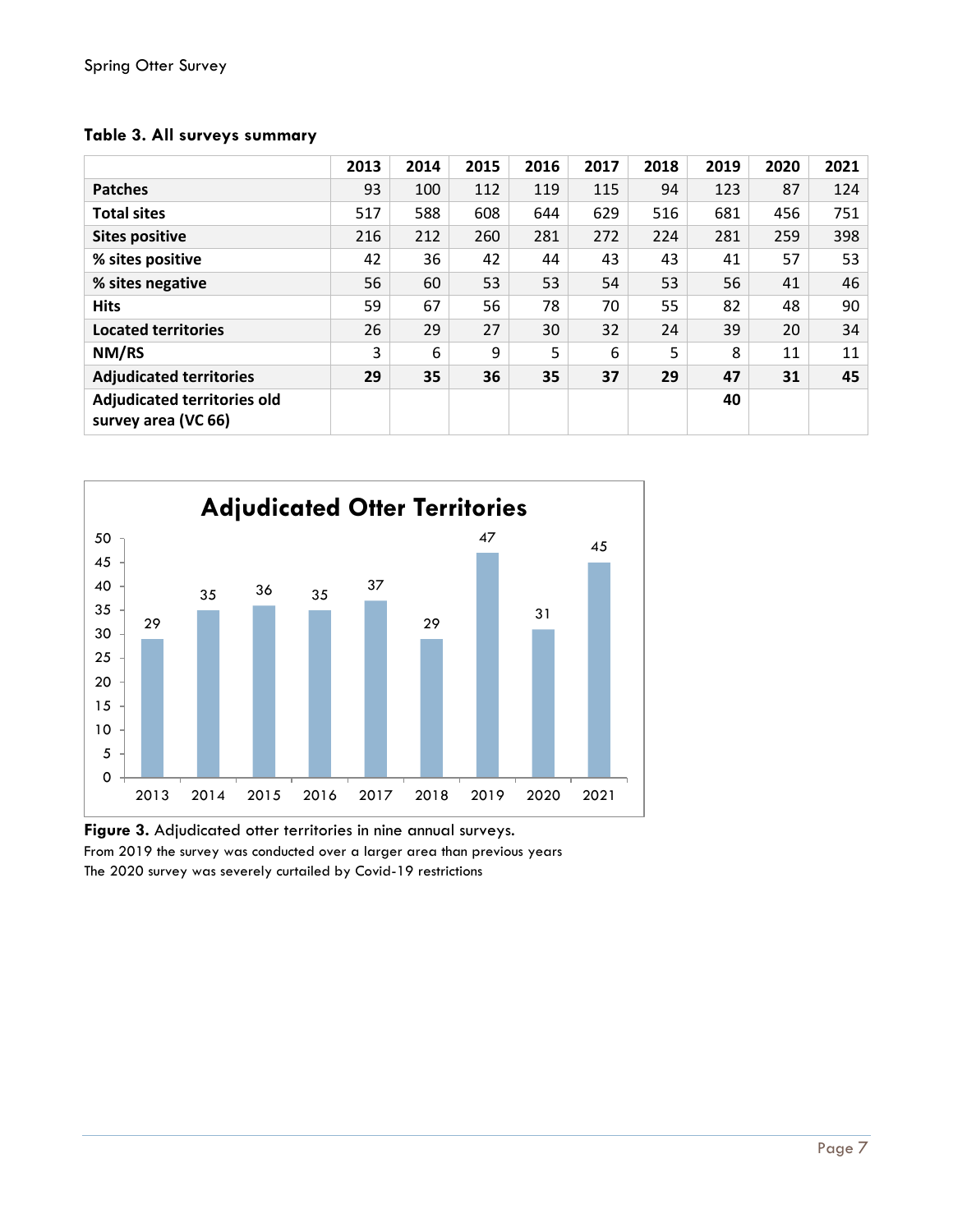**Table 3. All surveys summary**

| | 2013 | 2014 | 2015 | 2016 | 2017 | 2018 | 2019 | 2020 | 2021 |
|---|---|---|---|---|---|---|---|---|---|
| **Patches** | 93 | 100 | 112 | 119 | 115 | 94 | 123 | 87 | 124 |
| **Total sites** | 517 | 588 | 608 | 644 | 629 | 516 | 681 | 456 | 751 |
| **Sites positive** | 216 | 212 | 260 | 281 | 272 | 224 | 281 | 259 | 398 |
| **% sites positive** | 42 | 36 | 42 | 44 | 43 | 43 | 41 | 57 | 53 |
| **% sites negative** | 56 | 60 | 53 | 53 | 54 | 53 | 56 | 41 | 46 |
| **Hits** | 59 | 67 | 56 | 78 | 70 | 55 | 82 | 48 | 90 |
| **Located territories** | 26 | 29 | 27 | 30 | 32 | 24 | 39 | 20 | 34 |
| **NM/RS** | 3 | 6 | 9 | 5 | 6 | 5 | 8 | 11 | 11 |
| **Adjudicated territories** | **29** | **35** | **36** | **35** | **37** | **29** | **47** | **31** | **45** |
| **Adjudicated territories old survey area (VC 66)** | | | | | | | **40** | | |

**Adjudicated Otter Territories**

| Year | 2013 | 2014 | 2015 | 2016 | 2017 | 2018 | 2019 | 2020 | 2021 |
|---|---|---|---|---|---|---|---|---|---|
| Adjudicated territories | 29 | 35 | 36 | 35 | 37 | 29 | 47 | 31 | 45 |

**Figure 3.** Adjudicated otter territories in nine annual surveys.
From 2019 the survey was conducted over a larger area than previous years
The 2020 survey was severely curtailed by Covid-19 restrictions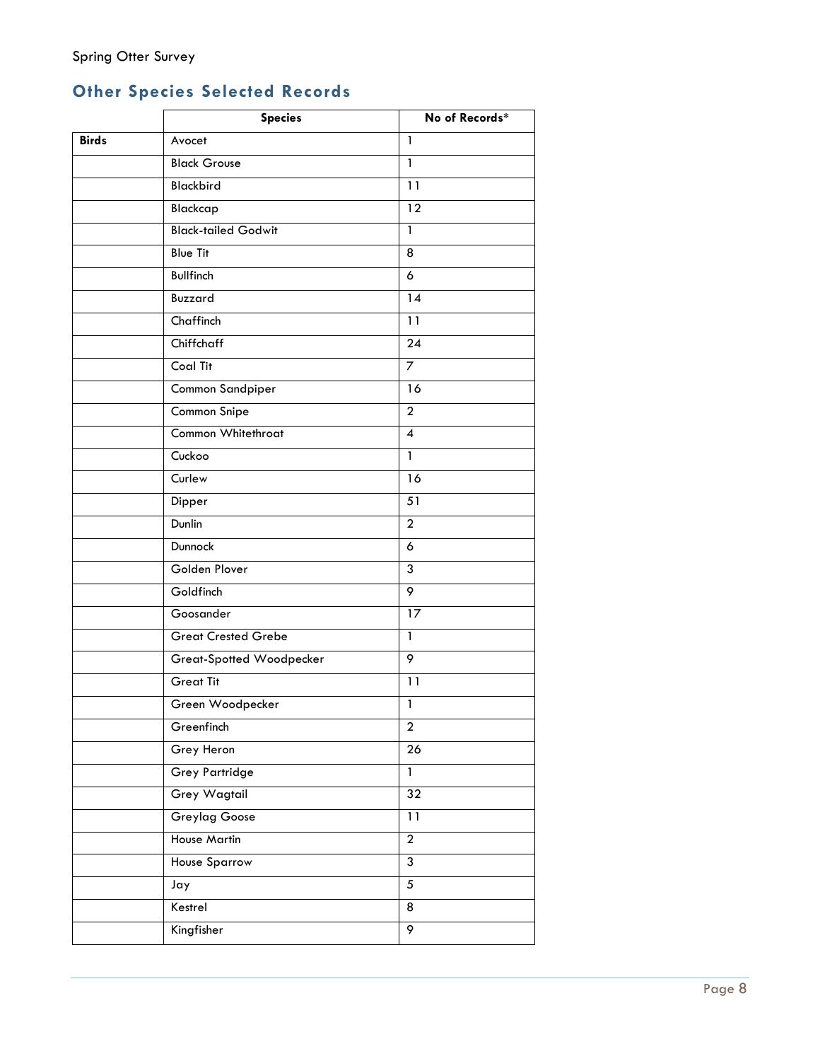## Other Species Selected Records

| | Species | No of Records* |
|---|---|---|
| **Birds** | Avocet | 1 |
| | Black Grouse | 1 |
| | Blackbird | 11 |
| | Blackcap | 12 |
| | Black-tailed Godwit | 1 |
| | Blue Tit | 8 |
| | Bullfinch | 6 |
| | Buzzard | 14 |
| | Chaffinch | 11 |
| | Chiffchaff | 24 |
| | Coal Tit | 7 |
| | Common Sandpiper | 16 |
| | Common Snipe | 2 |
| | Common Whitethroat | 4 |
| | Cuckoo | 1 |
| | Curlew | 16 |
| | Dipper | 51 |
| | Dunlin | 2 |
| | Dunnock | 6 |
| | Golden Plover | 3 |
| | Goldfinch | 9 |
| | Goosander | 17 |
| | Great Crested Grebe | 1 |
| | Great-Spotted Woodpecker | 9 |
| | Great Tit | 11 |
| | Green Woodpecker | 1 |
| | Greenfinch | 2 |
| | Grey Heron | 26 |
| | Grey Partridge | 1 |
| | Grey Wagtail | 32 |
| | Greylag Goose | 11 |
| | House Martin | 2 |
| | House Sparrow | 3 |
| | Jay | 5 |
| | Kestrel | 8 |
| | Kingfisher | 9 |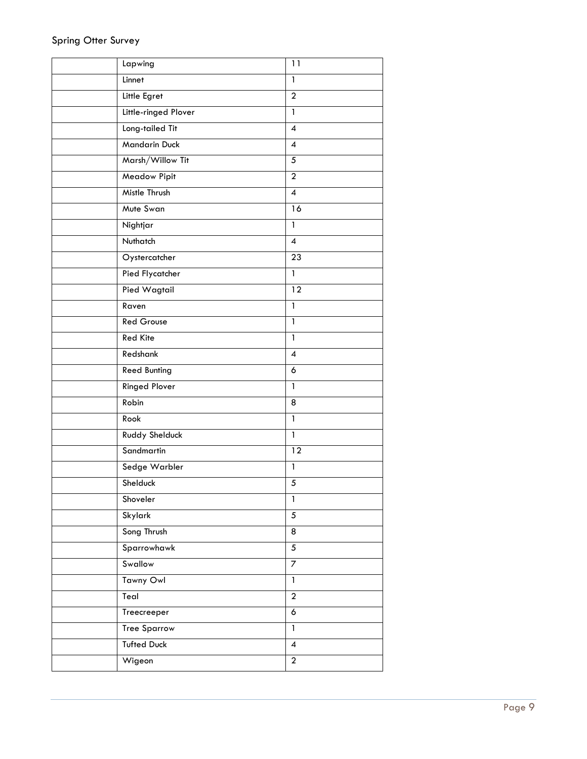Spring Otter Survey

| | | |
|---|---|---|
| | Lapwing | 11 |
| | Linnet | 1 |
| | Little Egret | 2 |
| | Little-ringed Plover | 1 |
| | Long-tailed Tit | 4 |
| | Mandarin Duck | 4 |
| | Marsh/Willow Tit | 5 |
| | Meadow Pipit | 2 |
| | Mistle Thrush | 4 |
| | Mute Swan | 16 |
| | Nightjar | 1 |
| | Nuthatch | 4 |
| | Oystercatcher | 23 |
| | Pied Flycatcher | 1 |
| | Pied Wagtail | 12 |
| | Raven | 1 |
| | Red Grouse | 1 |
| | Red Kite | 1 |
| | Redshank | 4 |
| | Reed Bunting | 6 |
| | Ringed Plover | 1 |
| | Robin | 8 |
| | Rook | 1 |
| | Ruddy Shelduck | 1 |
| | Sandmartin | 12 |
| | Sedge Warbler | 1 |
| | Shelduck | 5 |
| | Shoveler | 1 |
| | Skylark | 5 |
| | Song Thrush | 8 |
| | Sparrowhawk | 5 |
| | Swallow | 7 |
| | Tawny Owl | 1 |
| | Teal | 2 |
| | Treecreeper | 6 |
| | Tree Sparrow | 1 |
| | Tufted Duck | 4 |
| | Wigeon | 2 |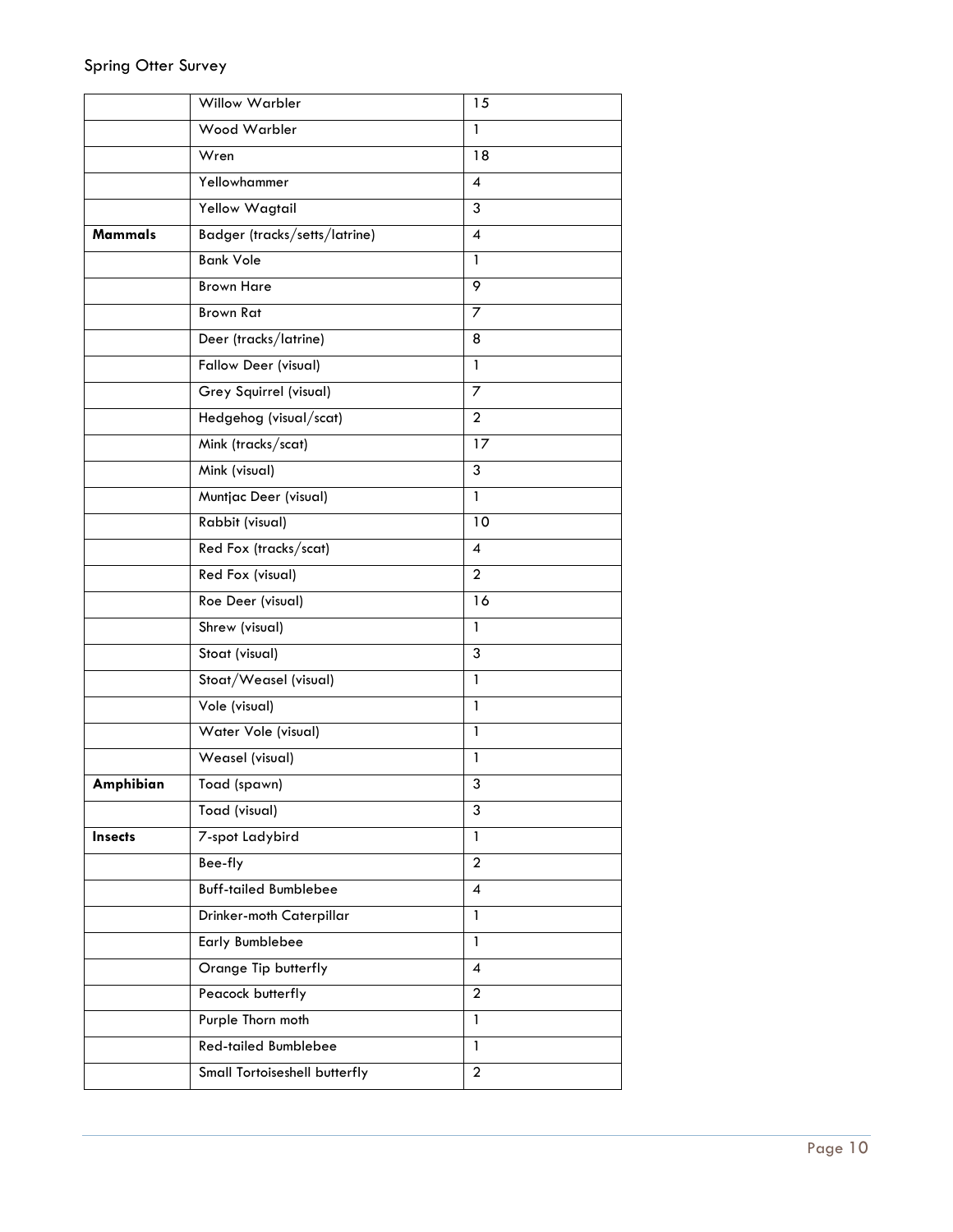| | | |
|---|---|---|
| | Willow Warbler | 15 |
| | Wood Warbler | 1 |
| | Wren | 18 |
| | Yellowhammer | 4 |
| | Yellow Wagtail | 3 |
| **Mammals** | Badger (tracks/setts/latrine) | 4 |
| | Bank Vole | 1 |
| | Brown Hare | 9 |
| | Brown Rat | 7 |
| | Deer (tracks/latrine) | 8 |
| | Fallow Deer (visual) | 1 |
| | Grey Squirrel (visual) | 7 |
| | Hedgehog (visual/scat) | 2 |
| | Mink (tracks/scat) | 17 |
| | Mink (visual) | 3 |
| | Muntjac Deer (visual) | 1 |
| | Rabbit (visual) | 10 |
| | Red Fox (tracks/scat) | 4 |
| | Red Fox (visual) | 2 |
| | Roe Deer (visual) | 16 |
| | Shrew (visual) | 1 |
| | Stoat (visual) | 3 |
| | Stoat/Weasel (visual) | 1 |
| | Vole (visual) | 1 |
| | Water Vole (visual) | 1 |
| | Weasel (visual) | 1 |
| **Amphibian** | Toad (spawn) | 3 |
| | Toad (visual) | 3 |
| **Insects** | 7-spot Ladybird | 1 |
| | Bee-fly | 2 |
| | Buff-tailed Bumblebee | 4 |
| | Drinker-moth Caterpillar | 1 |
| | Early Bumblebee | 1 |
| | Orange Tip butterfly | 4 |
| | Peacock butterfly | 2 |
| | Purple Thorn moth | 1 |
| | Red-tailed Bumblebee | 1 |
| | Small Tortoiseshell butterfly | 2 |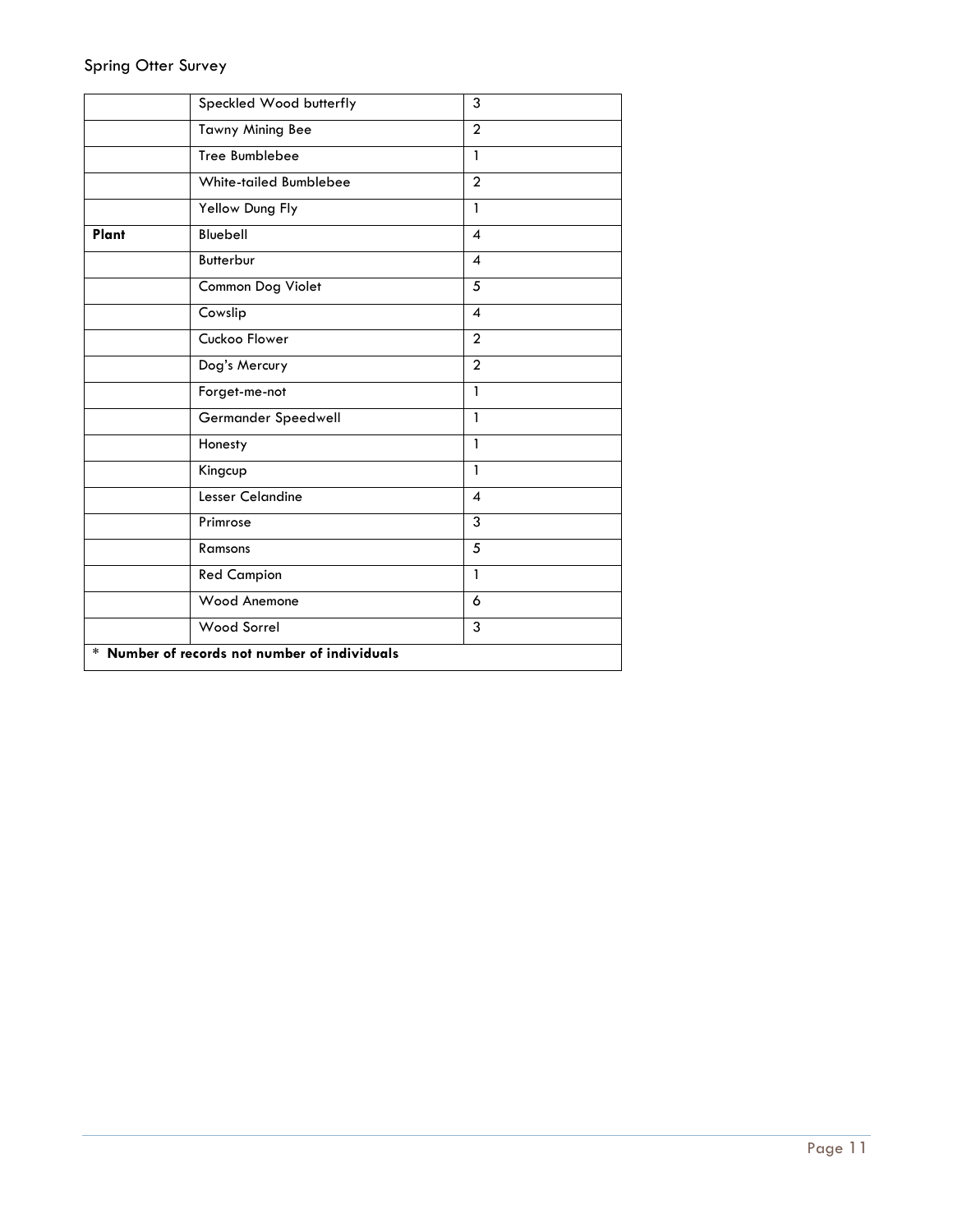Spring Otter Survey

| | | |
|---|---|---|
| | Speckled Wood butterfly | 3 |
| | Tawny Mining Bee | 2 |
| | Tree Bumblebee | 1 |
| | White-tailed Bumblebee | 2 |
| | Yellow Dung Fly | 1 |
| **Plant** | Bluebell | 4 |
| | Butterbur | 4 |
| | Common Dog Violet | 5 |
| | Cowslip | 4 |
| | Cuckoo Flower | 2 |
| | Dog's Mercury | 2 |
| | Forget-me-not | 1 |
| | Germander Speedwell | 1 |
| | Honesty | 1 |
| | Kingcup | 1 |
| | Lesser Celandine | 4 |
| | Primrose | 3 |
| | Ramsons | 5 |
| | Red Campion | 1 |
| | Wood Anemone | 6 |
| | Wood Sorrel | 3 |
| * **Number of records not number of individuals** | | |